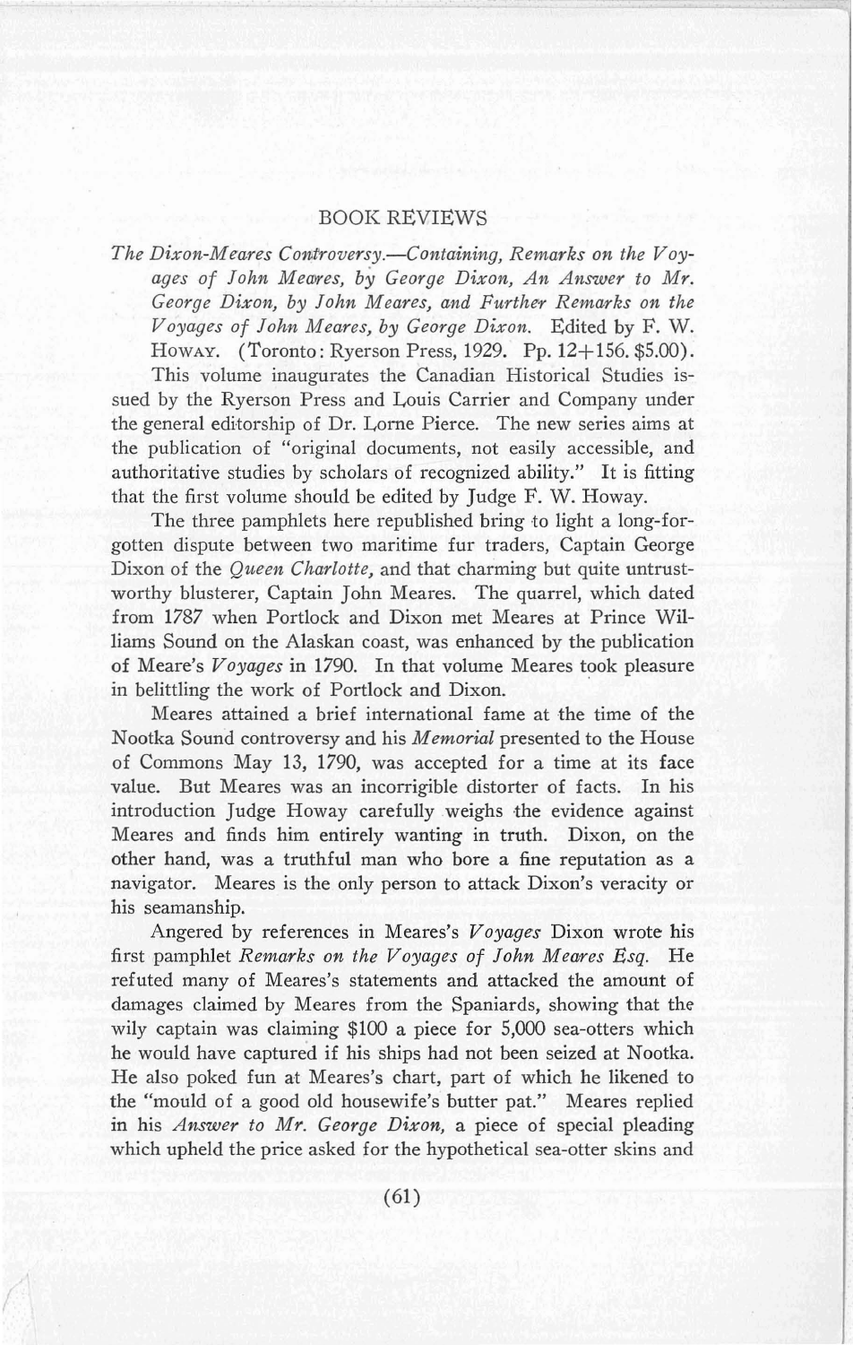## BOOK REVIEWS

*The Dixon-Meares Controversy.—Containing, Remarks on the Voyages of John Meares, by George Dixon, An Answer to Mr. George Dixon, by John Meares, and Further Remarks on the Voyages of John Meares, by George Dixon.* Edited by F. W. Howay. (Toronto: Ryerson Press, 1929. Pp. 12+156. $5.00).

This volume inaugurates the Canadian Historical Studies issued by the Ryerson Press and Louis Carrier and Company under the general editorship of Dr. Lorne Pierce. The new series aims at the publication of "original documents, not easily accessible, and authoritative studies by scholars of recognized ability." It is fitting that the first volume should be edited by Judge F. W. Howay.

The three pamphlets here republished bring to light a long-forgotten dispute between two maritime fur traders, Captain George Dixon of the *Queen Charlotte,* and that charming but quite untrustworthy blusterer, Captain John Meares. The quarrel, which dated from 1787 when Portlock and Dixon met Meares at Prince Williams Sound on the Alaskan coast, was enhanced by the publication of Meare's *Voyages* in 1790. In that volume Meares took pleasure in belittling the work of Portlock and Dixon.

Meares attained a brief international fame at the time of the Nootka Sound controversy and his *Memorial* presented to the House of Commons May 13, 1790, was accepted for a time at its face value. But Meares was an incorrigible distorter of facts. In his introduction Judge Howay carefully weighs the evidence against Meares and finds him entirely wanting in truth. Dixon, on the other hand, was a truthful man who bore a fine reputation as a navigator. Meares is the only person to attack Dixon's veracity or his seamanship.

Angered by references in Meares's *Voyages* Dixon wrote his first pamphlet *Remarks on the Voyages of John Meares Esq.* He refuted many of Meares's statements and attacked the amount of damages claimed by Meares from the Spaniards, showing that the wily captain was claiming $100 a piece for 5,000 sea-otters which he would have captured if his ships had not been seized at Nootka. He also poked fun at Meares's chart, part of which he likened to the "mould of a good old housewife's butter pat." Meares replied in his *Answer to Mr. George Dixon,* a piece of special pleading which upheld the price asked for the hypothetical sea-otter skins and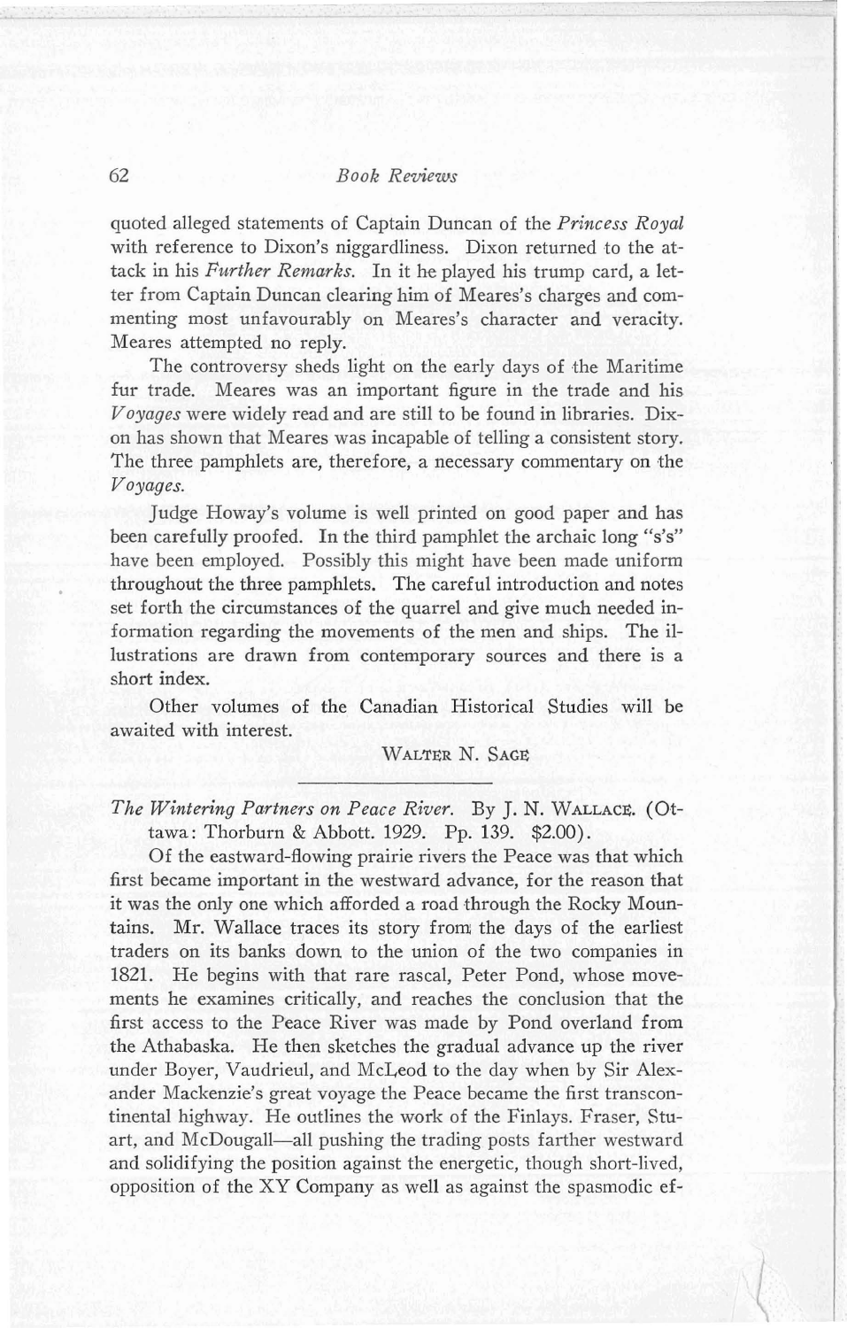quoted alleged statements of Captain Duncan of the *Princess Royal* with reference to Dixon's niggardliness. Dixon returned to the attack in his *Further Remarks*. In it he played his trump card, a letter from Captain Duncan clearing him of Meares's charges and commenting most unfavourably on Meares's character and veracity. Meares attempted no reply.

The controversy sheds light on the early days of the Maritime fur trade. Meares was an important figure in the trade and his *Voyages* were widely read and are still to be found in libraries. Dixon has shown that Meares was incapable of telling a consistent story. The three pamphlets are, therefore, a necessary commentary on the *Voyages*.

Judge Howay's volume is well printed on good paper and has been carefully proofed. In the third pamphlet the archaic long "s's" have been employed. Possibly this might have been made uniform throughout the three pamphlets. The careful introduction and notes set forth the circumstances of the quarrel and give much needed information regarding the movements of the men and ships. The illustrations are drawn from contemporary sources and there is a short index.

Other volumes of the Canadian Historical Studies will be awaited with interest.

WALTER N. SAGE

---

*The Wintering Partners on Peace River.* By J. N. WALLACE. (Ottawa: Thorburn & Abbott. 1929. Pp. 139. $2.00).

Of the eastward-flowing prairie rivers the Peace was that which first became important in the westward advance, for the reason that it was the only one which afforded a road through the Rocky Mountains. Mr. Wallace traces its story from the days of the earliest traders on its banks down to the union of the two companies in 1821. He begins with that rare rascal, Peter Pond, whose movements he examines critically, and reaches the conclusion that the first access to the Peace River was made by Pond overland from the Athabaska. He then sketches the gradual advance up the river under Boyer, Vaudrieul, and McLeod to the day when by Sir Alexander Mackenzie's great voyage the Peace became the first transcontinental highway. He outlines the work of the Finlays. Fraser, Stuart, and McDougall—all pushing the trading posts farther westward and solidifying the position against the energetic, though short-lived, opposition of the XY Company as well as against the spasmodic ef-